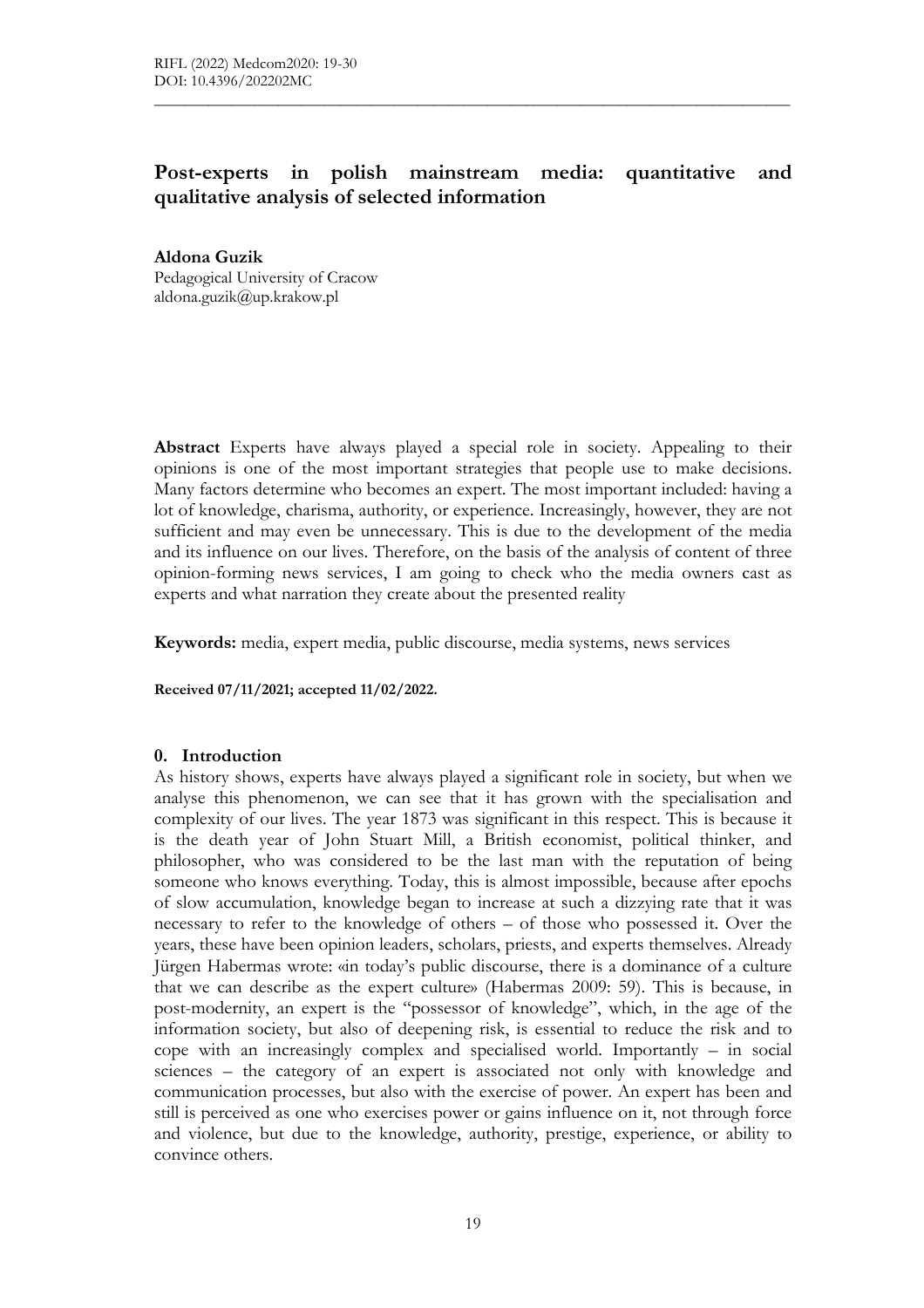# Post-experts in polish mainstream media: quantitative and qualitative analysis of selected information

**Aldona Guzik**
Pedagogical University of Cracow
aldona.guzik@up.krakow.pl

**Abstract** Experts have always played a special role in society. Appealing to their opinions is one of the most important strategies that people use to make decisions. Many factors determine who becomes an expert. The most important included: having a lot of knowledge, charisma, authority, or experience. Increasingly, however, they are not sufficient and may even be unnecessary. This is due to the development of the media and its influence on our lives. Therefore, on the basis of the analysis of content of three opinion-forming news services, I am going to check who the media owners cast as experts and what narration they create about the presented reality

**Keywords:** media, expert media, public discourse, media systems, news services

**Received 07/11/2021; accepted 11/02/2022.**

## 0. Introduction

As history shows, experts have always played a significant role in society, but when we analyse this phenomenon, we can see that it has grown with the specialisation and complexity of our lives. The year 1873 was significant in this respect. This is because it is the death year of John Stuart Mill, a British economist, political thinker, and philosopher, who was considered to be the last man with the reputation of being someone who knows everything. Today, this is almost impossible, because after epochs of slow accumulation, knowledge began to increase at such a dizzying rate that it was necessary to refer to the knowledge of others – of those who possessed it. Over the years, these have been opinion leaders, scholars, priests, and experts themselves. Already Jürgen Habermas wrote: «in today's public discourse, there is a dominance of a culture that we can describe as the expert culture» (Habermas 2009: 59). This is because, in post-modernity, an expert is the "possessor of knowledge", which, in the age of the information society, but also of deepening risk, is essential to reduce the risk and to cope with an increasingly complex and specialised world. Importantly – in social sciences – the category of an expert is associated not only with knowledge and communication processes, but also with the exercise of power. An expert has been and still is perceived as one who exercises power or gains influence on it, not through force and violence, but due to the knowledge, authority, prestige, experience, or ability to convince others.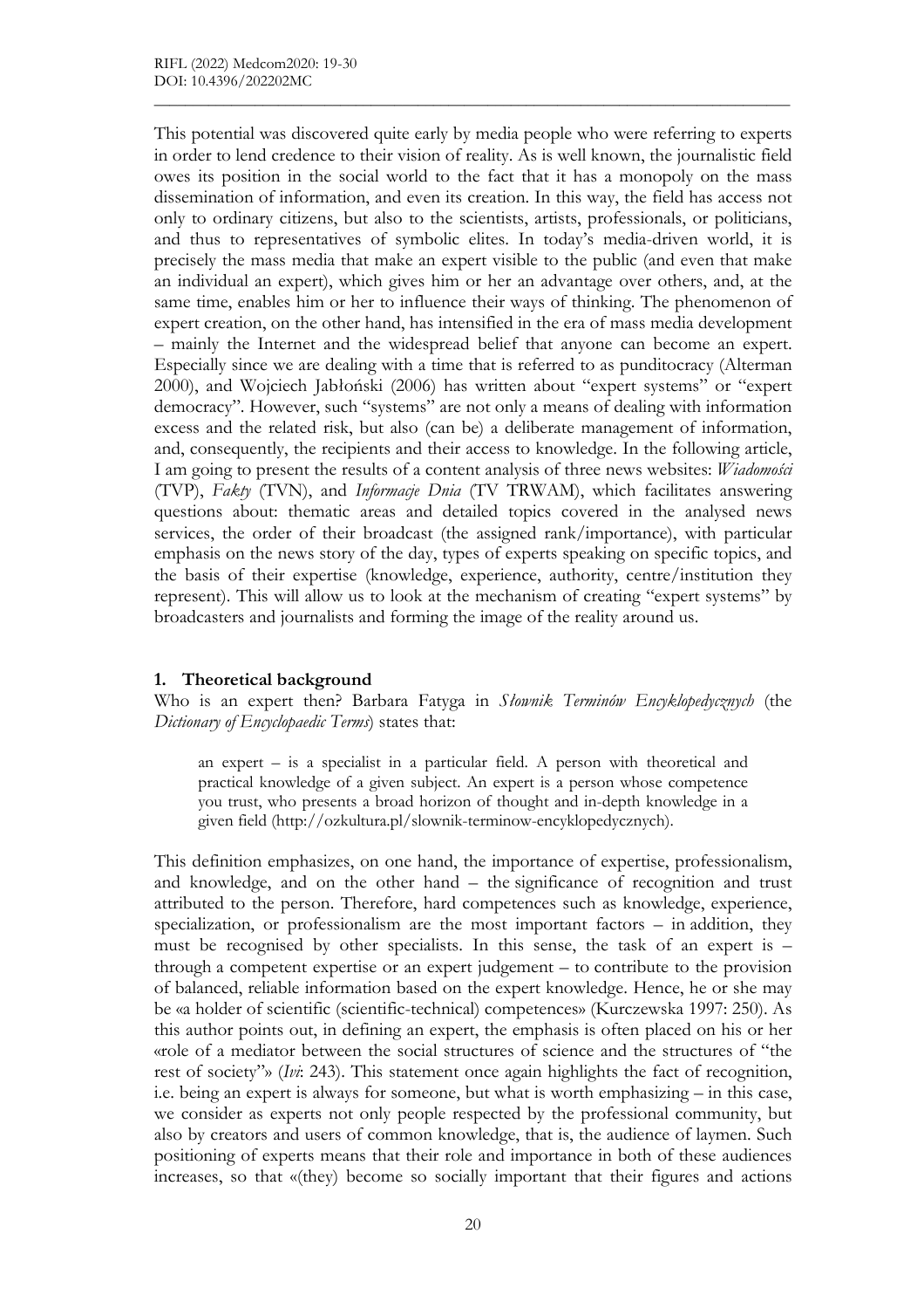This potential was discovered quite early by media people who were referring to experts in order to lend credence to their vision of reality. As is well known, the journalistic field owes its position in the social world to the fact that it has a monopoly on the mass dissemination of information, and even its creation. In this way, the field has access not only to ordinary citizens, but also to the scientists, artists, professionals, or politicians, and thus to representatives of symbolic elites. In today's media-driven world, it is precisely the mass media that make an expert visible to the public (and even that make an individual an expert), which gives him or her an advantage over others, and, at the same time, enables him or her to influence their ways of thinking. The phenomenon of expert creation, on the other hand, has intensified in the era of mass media development – mainly the Internet and the widespread belief that anyone can become an expert. Especially since we are dealing with a time that is referred to as punditocracy (Alterman 2000), and Wojciech Jabłoński (2006) has written about "expert systems" or "expert democracy". However, such "systems" are not only a means of dealing with information excess and the related risk, but also (can be) a deliberate management of information, and, consequently, the recipients and their access to knowledge. In the following article, I am going to present the results of a content analysis of three news websites: *Wiadomości* (TVP), *Fakty* (TVN), and *Informacje Dnia* (TV TRWAM), which facilitates answering questions about: thematic areas and detailed topics covered in the analysed news services, the order of their broadcast (the assigned rank/importance), with particular emphasis on the news story of the day, types of experts speaking on specific topics, and the basis of their expertise (knowledge, experience, authority, centre/institution they represent). This will allow us to look at the mechanism of creating "expert systems" by broadcasters and journalists and forming the image of the reality around us.

## 1. Theoretical background

Who is an expert then? Barbara Fatyga in *Słownik Terminów Encyklopedycznych* (the *Dictionary of Encyclopaedic Terms*) states that:

> an expert – is a specialist in a particular field. A person with theoretical and practical knowledge of a given subject. An expert is a person whose competence you trust, who presents a broad horizon of thought and in-depth knowledge in a given field (http://ozkultura.pl/slownik-terminow-encyklopedycznych).

This definition emphasizes, on one hand, the importance of expertise, professionalism, and knowledge, and on the other hand – the significance of recognition and trust attributed to the person. Therefore, hard competences such as knowledge, experience, specialization, or professionalism are the most important factors – in addition, they must be recognised by other specialists. In this sense, the task of an expert is – through a competent expertise or an expert judgement – to contribute to the provision of balanced, reliable information based on the expert knowledge. Hence, he or she may be «a holder of scientific (scientific-technical) competences» (Kurczewska 1997: 250). As this author points out, in defining an expert, the emphasis is often placed on his or her «role of a mediator between the social structures of science and the structures of "the rest of society"» (*Ivi*: 243). This statement once again highlights the fact of recognition, i.e. being an expert is always for someone, but what is worth emphasizing – in this case, we consider as experts not only people respected by the professional community, but also by creators and users of common knowledge, that is, the audience of laymen. Such positioning of experts means that their role and importance in both of these audiences increases, so that «(they) become so socially important that their figures and actions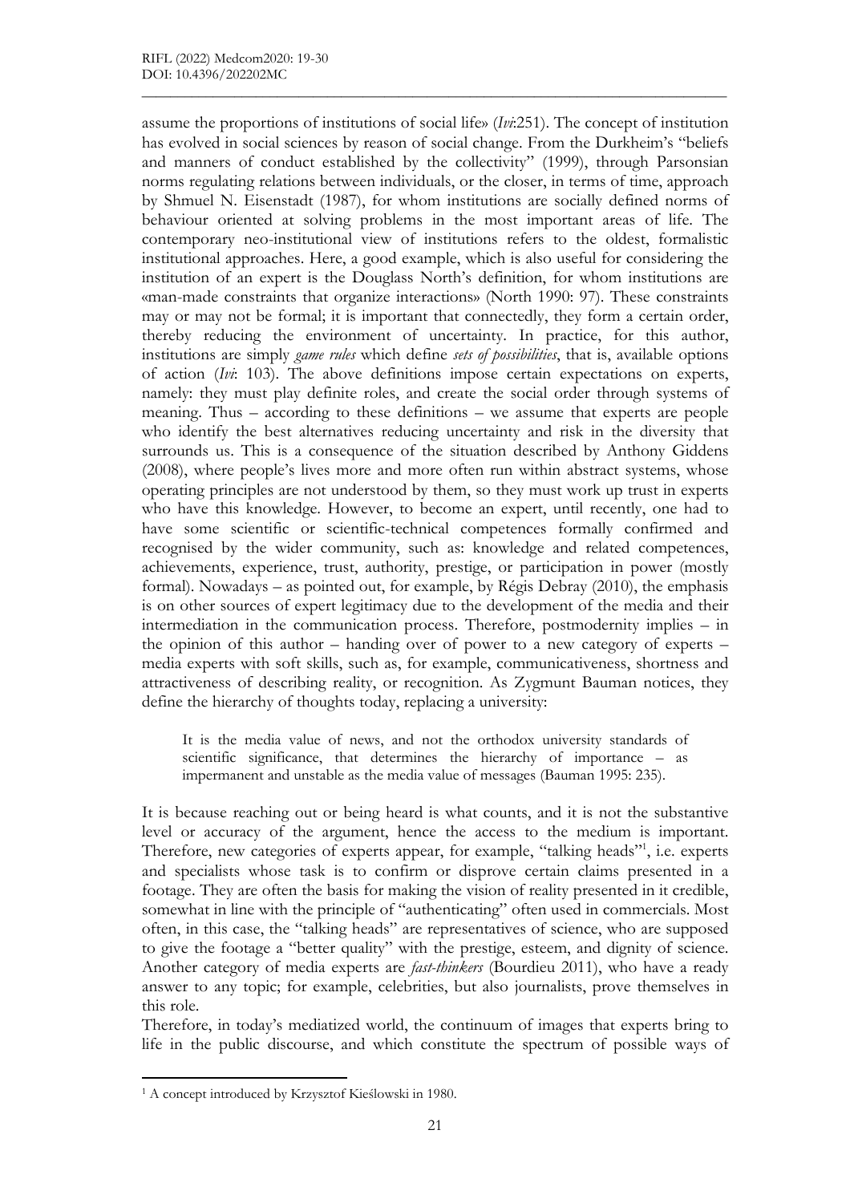assume the proportions of institutions of social life» (*Ivi*:251). The concept of institution has evolved in social sciences by reason of social change. From the Durkheim's "beliefs and manners of conduct established by the collectivity" (1999), through Parsonsian norms regulating relations between individuals, or the closer, in terms of time, approach by Shmuel N. Eisenstadt (1987), for whom institutions are socially defined norms of behaviour oriented at solving problems in the most important areas of life. The contemporary neo-institutional view of institutions refers to the oldest, formalistic institutional approaches. Here, a good example, which is also useful for considering the institution of an expert is the Douglass North's definition, for whom institutions are «man-made constraints that organize interactions» (North 1990: 97). These constraints may or may not be formal; it is important that connectedly, they form a certain order, thereby reducing the environment of uncertainty. In practice, for this author, institutions are simply *game rules* which define *sets of possibilities*, that is, available options of action (*Ivi*: 103). The above definitions impose certain expectations on experts, namely: they must play definite roles, and create the social order through systems of meaning. Thus – according to these definitions – we assume that experts are people who identify the best alternatives reducing uncertainty and risk in the diversity that surrounds us. This is a consequence of the situation described by Anthony Giddens (2008), where people's lives more and more often run within abstract systems, whose operating principles are not understood by them, so they must work up trust in experts who have this knowledge. However, to become an expert, until recently, one had to have some scientific or scientific-technical competences formally confirmed and recognised by the wider community, such as: knowledge and related competences, achievements, experience, trust, authority, prestige, or participation in power (mostly formal). Nowadays – as pointed out, for example, by Régis Debray (2010), the emphasis is on other sources of expert legitimacy due to the development of the media and their intermediation in the communication process. Therefore, postmodernity implies – in the opinion of this author – handing over of power to a new category of experts – media experts with soft skills, such as, for example, communicativeness, shortness and attractiveness of describing reality, or recognition. As Zygmunt Bauman notices, they define the hierarchy of thoughts today, replacing a university:

> It is the media value of news, and not the orthodox university standards of scientific significance, that determines the hierarchy of importance – as impermanent and unstable as the media value of messages (Bauman 1995: 235).

It is because reaching out or being heard is what counts, and it is not the substantive level or accuracy of the argument, hence the access to the medium is important. Therefore, new categories of experts appear, for example, "talking heads"[1], i.e. experts and specialists whose task is to confirm or disprove certain claims presented in a footage. They are often the basis for making the vision of reality presented in it credible, somewhat in line with the principle of "authenticating" often used in commercials. Most often, in this case, the "talking heads" are representatives of science, who are supposed to give the footage a "better quality" with the prestige, esteem, and dignity of science. Another category of media experts are *fast-thinkers* (Bourdieu 2011), who have a ready answer to any topic; for example, celebrities, but also journalists, prove themselves in this role.

Therefore, in today's mediatized world, the continuum of images that experts bring to life in the public discourse, and which constitute the spectrum of possible ways of

[1] A concept introduced by Krzysztof Kieślowski in 1980.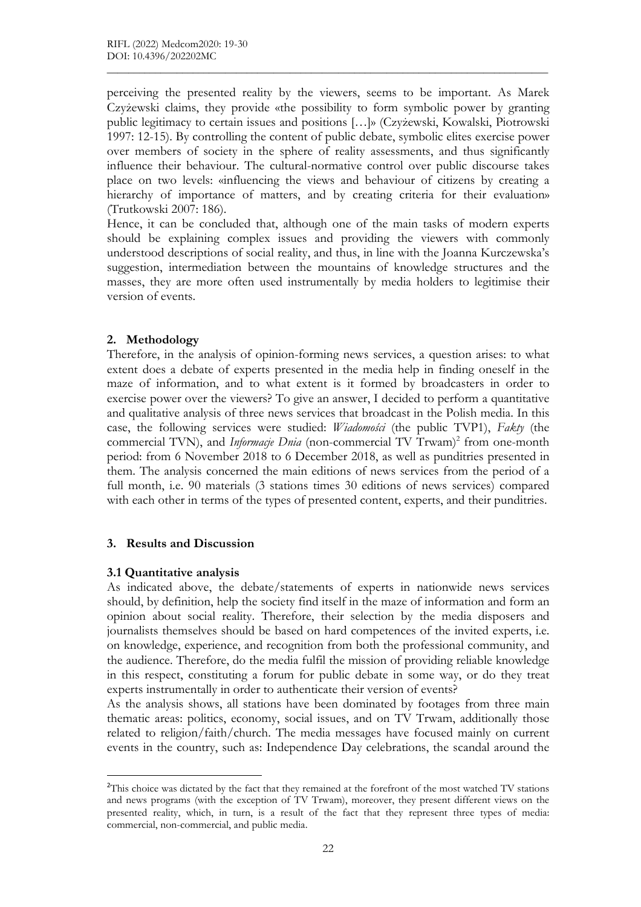perceiving the presented reality by the viewers, seems to be important. As Marek Czyżewski claims, they provide «the possibility to form symbolic power by granting public legitimacy to certain issues and positions […]» (Czyżewski, Kowalski, Piotrowski 1997: 12-15). By controlling the content of public debate, symbolic elites exercise power over members of society in the sphere of reality assessments, and thus significantly influence their behaviour. The cultural-normative control over public discourse takes place on two levels: «influencing the views and behaviour of citizens by creating a hierarchy of importance of matters, and by creating criteria for their evaluation» (Trutkowski 2007: 186).

Hence, it can be concluded that, although one of the main tasks of modern experts should be explaining complex issues and providing the viewers with commonly understood descriptions of social reality, and thus, in line with the Joanna Kurczewska's suggestion, intermediation between the mountains of knowledge structures and the masses, they are more often used instrumentally by media holders to legitimise their version of events.

## 2. Methodology

Therefore, in the analysis of opinion-forming news services, a question arises: to what extent does a debate of experts presented in the media help in finding oneself in the maze of information, and to what extent is it formed by broadcasters in order to exercise power over the viewers? To give an answer, I decided to perform a quantitative and qualitative analysis of three news services that broadcast in the Polish media. In this case, the following services were studied: *Wiadomości* (the public TVP1), *Fakty* (the commercial TVN), and *Informacje Dnia* (non-commercial TV Trwam)[2] from one-month period: from 6 November 2018 to 6 December 2018, as well as punditries presented in them. The analysis concerned the main editions of news services from the period of a full month, i.e. 90 materials (3 stations times 30 editions of news services) compared with each other in terms of the types of presented content, experts, and their punditries.

## 3. Results and Discussion

### 3.1 Quantitative analysis

As indicated above, the debate/statements of experts in nationwide news services should, by definition, help the society find itself in the maze of information and form an opinion about social reality. Therefore, their selection by the media disposers and journalists themselves should be based on hard competences of the invited experts, i.e. on knowledge, experience, and recognition from both the professional community, and the audience. Therefore, do the media fulfil the mission of providing reliable knowledge in this respect, constituting a forum for public debate in some way, or do they treat experts instrumentally in order to authenticate their version of events?

As the analysis shows, all stations have been dominated by footages from three main thematic areas: politics, economy, social issues, and on TV Trwam, additionally those related to religion/faith/church. The media messages have focused mainly on current events in the country, such as: Independence Day celebrations, the scandal around the

[2] This choice was dictated by the fact that they remained at the forefront of the most watched TV stations and news programs (with the exception of TV Trwam), moreover, they present different views on the presented reality, which, in turn, is a result of the fact that they represent three types of media: commercial, non-commercial, and public media.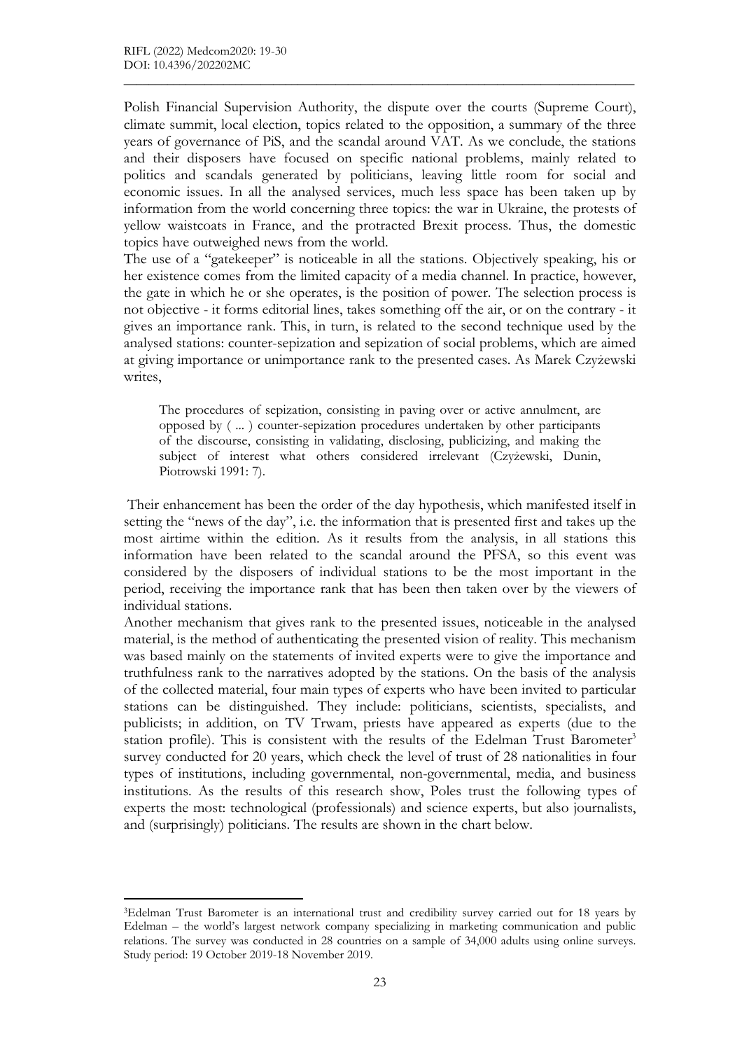Polish Financial Supervision Authority, the dispute over the courts (Supreme Court), climate summit, local election, topics related to the opposition, a summary of the three years of governance of PiS, and the scandal around VAT. As we conclude, the stations and their disposers have focused on specific national problems, mainly related to politics and scandals generated by politicians, leaving little room for social and economic issues. In all the analysed services, much less space has been taken up by information from the world concerning three topics: the war in Ukraine, the protests of yellow waistcoats in France, and the protracted Brexit process. Thus, the domestic topics have outweighed news from the world.

The use of a "gatekeeper" is noticeable in all the stations. Objectively speaking, his or her existence comes from the limited capacity of a media channel. In practice, however, the gate in which he or she operates, is the position of power. The selection process is not objective - it forms editorial lines, takes something off the air, or on the contrary - it gives an importance rank. This, in turn, is related to the second technique used by the analysed stations: counter-sepization and sepization of social problems, which are aimed at giving importance or unimportance rank to the presented cases. As Marek Czyżewski writes,

> The procedures of sepization, consisting in paving over or active annulment, are opposed by ( ... ) counter-sepization procedures undertaken by other participants of the discourse, consisting in validating, disclosing, publicizing, and making the subject of interest what others considered irrelevant (Czyżewski, Dunin, Piotrowski 1991: 7).

Their enhancement has been the order of the day hypothesis, which manifested itself in setting the "news of the day", i.e. the information that is presented first and takes up the most airtime within the edition. As it results from the analysis, in all stations this information have been related to the scandal around the PFSA, so this event was considered by the disposers of individual stations to be the most important in the period, receiving the importance rank that has been then taken over by the viewers of individual stations.

Another mechanism that gives rank to the presented issues, noticeable in the analysed material, is the method of authenticating the presented vision of reality. This mechanism was based mainly on the statements of invited experts were to give the importance and truthfulness rank to the narratives adopted by the stations. On the basis of the analysis of the collected material, four main types of experts who have been invited to particular stations can be distinguished. They include: politicians, scientists, specialists, and publicists; in addition, on TV Trwam, priests have appeared as experts (due to the station profile). This is consistent with the results of the Edelman Trust Barometer[3] survey conducted for 20 years, which check the level of trust of 28 nationalities in four types of institutions, including governmental, non-governmental, media, and business institutions. As the results of this research show, Poles trust the following types of experts the most: technological (professionals) and science experts, but also journalists, and (surprisingly) politicians. The results are shown in the chart below.

[3] Edelman Trust Barometer is an international trust and credibility survey carried out for 18 years by Edelman – the world's largest network company specializing in marketing communication and public relations. The survey was conducted in 28 countries on a sample of 34,000 adults using online surveys. Study period: 19 October 2019-18 November 2019.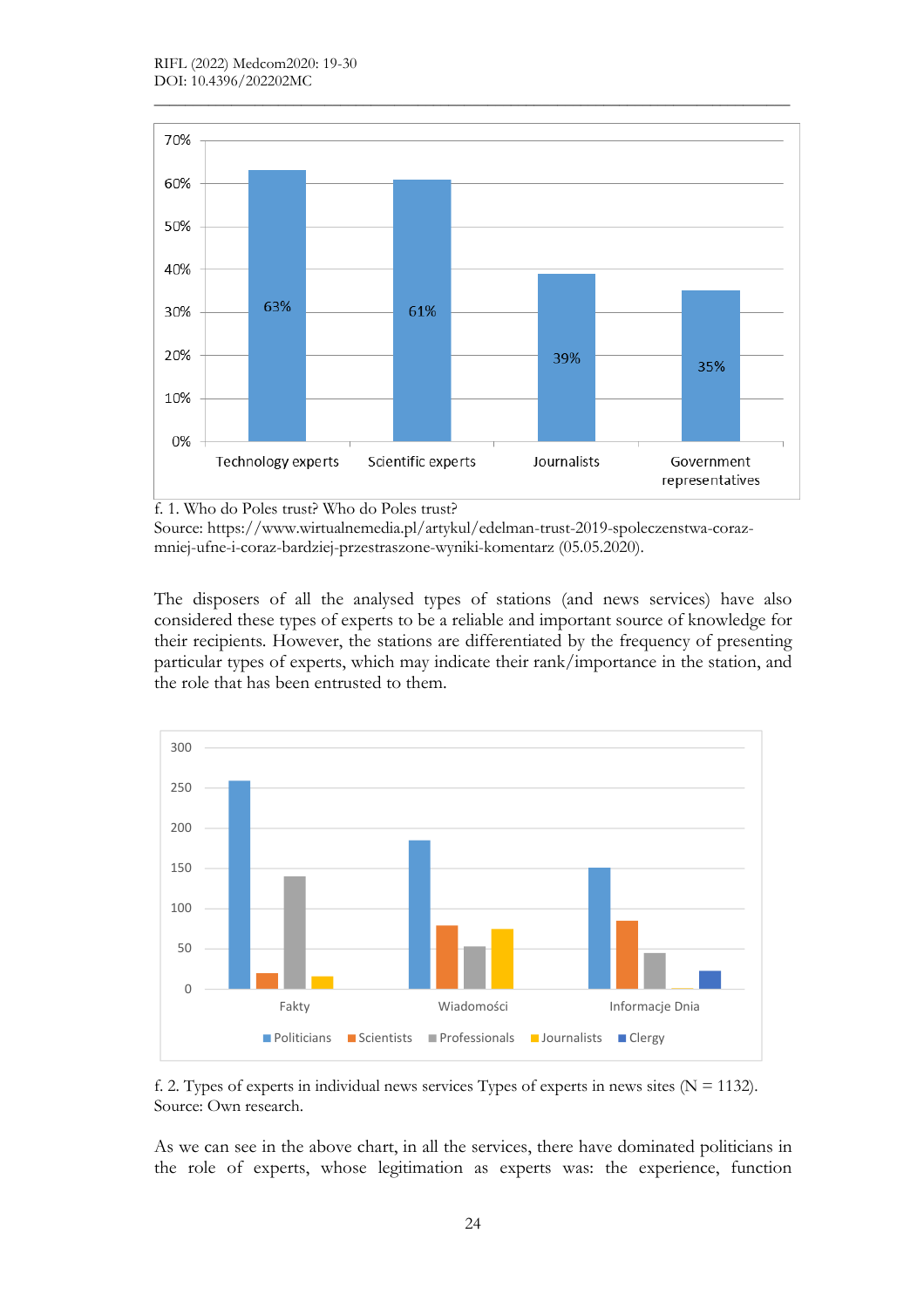70%
60%
50%
40%
30%
20%
10%
0%

63%
61%
39%
35%

Technology experts
Scientific experts
Journalists
Government representatives

f. 1. Who do Poles trust? Who do Poles trust?
Source: https://www.wirtualnemedia.pl/artykul/edelman-trust-2019-spoleczenstwa-coraz-mniej-ufne-i-coraz-bardziej-przestraszone-wyniki-komentarz (05.05.2020).

The disposers of all the analysed types of stations (and news services) have also considered these types of experts to be a reliable and important source of knowledge for their recipients. However, the stations are differentiated by the frequency of presenting particular types of experts, which may indicate their rank/importance in the station, and the role that has been entrusted to them.

300
250
200
150
100
50
0

Fakty
Wiadomości
Informacje Dnia

Politicians
Scientists
Professionals
Journalists
Clergy

f. 2. Types of experts in individual news services Types of experts in news sites (N = 1132).
Source: Own research.

As we can see in the above chart, in all the services, there have dominated politicians in the role of experts, whose legitimation as experts was: the experience, function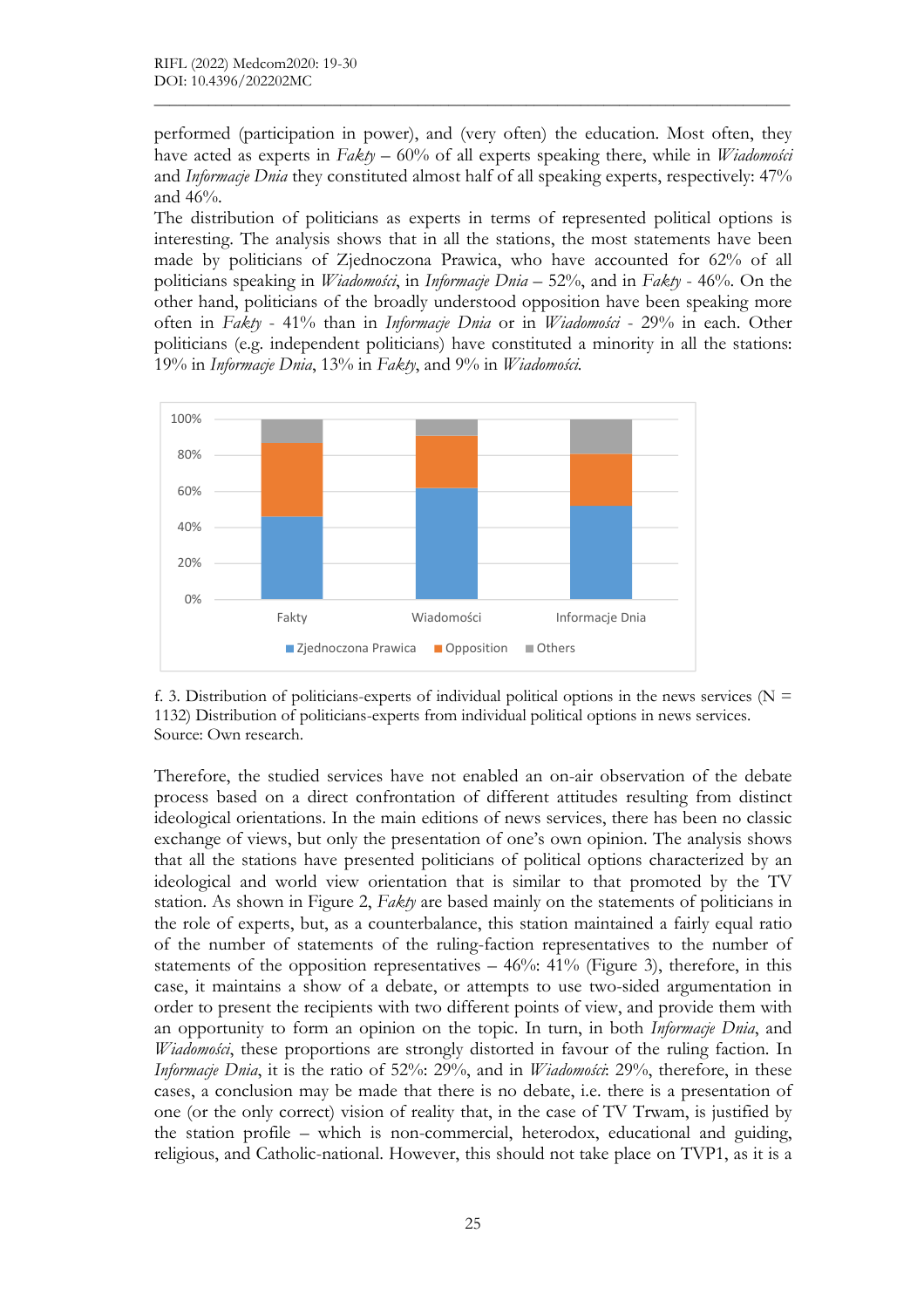performed (participation in power), and (very often) the education. Most often, they have acted as experts in *Fakty* – 60% of all experts speaking there, while in *Wiadomości* and *Informacje Dnia* they constituted almost half of all speaking experts, respectively: 47% and 46%.

The distribution of politicians as experts in terms of represented political options is interesting. The analysis shows that in all the stations, the most statements have been made by politicians of Zjednoczona Prawica, who have accounted for 62% of all politicians speaking in *Wiadomości*, in *Informacje Dnia* – 52%, and in *Fakty* - 46%. On the other hand, politicians of the broadly understood opposition have been speaking more often in *Fakty* - 41% than in *Informacje Dnia* or in *Wiadomości* - 29% in each. Other politicians (e.g. independent politicians) have constituted a minority in all the stations: 19% in *Informacje Dnia*, 13% in *Fakty*, and 9% in *Wiadomości*.

100%
80%
60%
40%
20%
0%
Fakty
Wiadomości
Informacje Dnia
Zjednoczona Prawica
Opposition
Others

f. 3. Distribution of politicians-experts of individual political options in the news services (N = 1132) Distribution of politicians-experts from individual political options in news services.
Source: Own research.

Therefore, the studied services have not enabled an on-air observation of the debate process based on a direct confrontation of different attitudes resulting from distinct ideological orientations. In the main editions of news services, there has been no classic exchange of views, but only the presentation of one's own opinion. The analysis shows that all the stations have presented politicians of political options characterized by an ideological and world view orientation that is similar to that promoted by the TV station. As shown in Figure 2, *Fakty* are based mainly on the statements of politicians in the role of experts, but, as a counterbalance, this station maintained a fairly equal ratio of the number of statements of the ruling-faction representatives to the number of statements of the opposition representatives – 46%: 41% (Figure 3), therefore, in this case, it maintains a show of a debate, or attempts to use two-sided argumentation in order to present the recipients with two different points of view, and provide them with an opportunity to form an opinion on the topic. In turn, in both *Informacje Dnia*, and *Wiadomości*, these proportions are strongly distorted in favour of the ruling faction. In *Informacje Dnia*, it is the ratio of 52%: 29%, and in *Wiadomości*: 29%, therefore, in these cases, a conclusion may be made that there is no debate, i.e. there is a presentation of one (or the only correct) vision of reality that, in the case of TV Trwam, is justified by the station profile – which is non-commercial, heterodox, educational and guiding, religious, and Catholic-national. However, this should not take place on TVP1, as it is a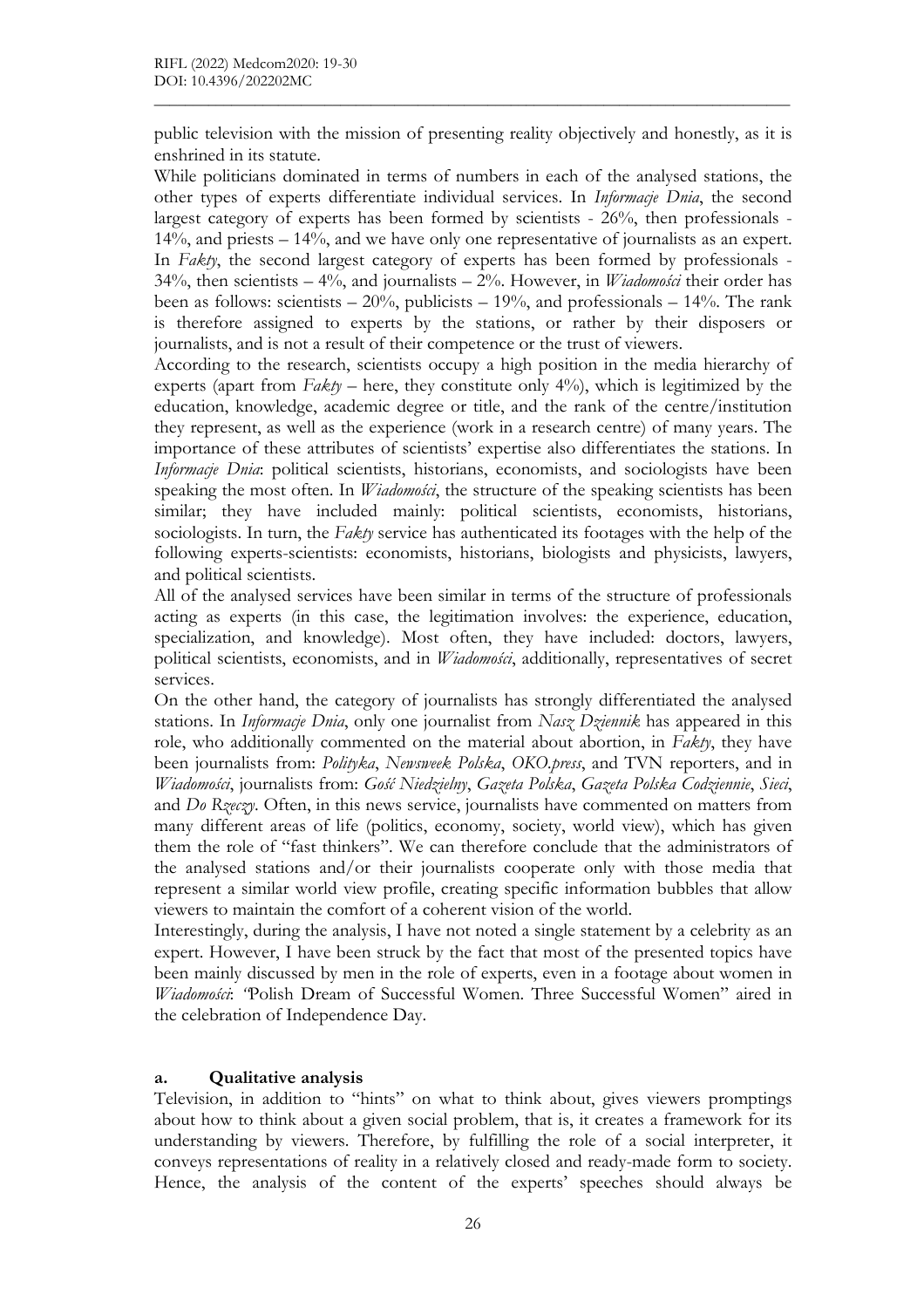public television with the mission of presenting reality objectively and honestly, as it is enshrined in its statute.

While politicians dominated in terms of numbers in each of the analysed stations, the other types of experts differentiate individual services. In *Informacje Dnia*, the second largest category of experts has been formed by scientists - 26%, then professionals - 14%, and priests – 14%, and we have only one representative of journalists as an expert. In *Fakty*, the second largest category of experts has been formed by professionals - 34%, then scientists – 4%, and journalists – 2%. However, in *Wiadomości* their order has been as follows: scientists – 20%, publicists – 19%, and professionals – 14%. The rank is therefore assigned to experts by the stations, or rather by their disposers or journalists, and is not a result of their competence or the trust of viewers.

According to the research, scientists occupy a high position in the media hierarchy of experts (apart from *Fakty* – here, they constitute only 4%), which is legitimized by the education, knowledge, academic degree or title, and the rank of the centre/institution they represent, as well as the experience (work in a research centre) of many years. The importance of these attributes of scientists' expertise also differentiates the stations. In *Informacje Dnia*: political scientists, historians, economists, and sociologists have been speaking the most often. In *Wiadomości*, the structure of the speaking scientists has been similar; they have included mainly: political scientists, economists, historians, sociologists. In turn, the *Fakty* service has authenticated its footages with the help of the following experts-scientists: economists, historians, biologists and physicists, lawyers, and political scientists.

All of the analysed services have been similar in terms of the structure of professionals acting as experts (in this case, the legitimation involves: the experience, education, specialization, and knowledge). Most often, they have included: doctors, lawyers, political scientists, economists, and in *Wiadomości*, additionally, representatives of secret services.

On the other hand, the category of journalists has strongly differentiated the analysed stations. In *Informacje Dnia*, only one journalist from *Nasz Dziennik* has appeared in this role, who additionally commented on the material about abortion, in *Fakty*, they have been journalists from: *Polityka*, *Newsweek Polska*, *OKO.press*, and TVN reporters, and in *Wiadomości*, journalists from: *Gość Niedzielny*, *Gazeta Polska*, *Gazeta Polska Codziennie*, *Sieci*, and *Do Rzeczy*. Often, in this news service, journalists have commented on matters from many different areas of life (politics, economy, society, world view), which has given them the role of "fast thinkers". We can therefore conclude that the administrators of the analysed stations and/or their journalists cooperate only with those media that represent a similar world view profile, creating specific information bubbles that allow viewers to maintain the comfort of a coherent vision of the world.

Interestingly, during the analysis, I have not noted a single statement by a celebrity as an expert. However, I have been struck by the fact that most of the presented topics have been mainly discussed by men in the role of experts, even in a footage about women in *Wiadomości*: "Polish Dream of Successful Women. Three Successful Women" aired in the celebration of Independence Day.

### a. Qualitative analysis

Television, in addition to "hints" on what to think about, gives viewers promptings about how to think about a given social problem, that is, it creates a framework for its understanding by viewers. Therefore, by fulfilling the role of a social interpreter, it conveys representations of reality in a relatively closed and ready-made form to society. Hence, the analysis of the content of the experts' speeches should always be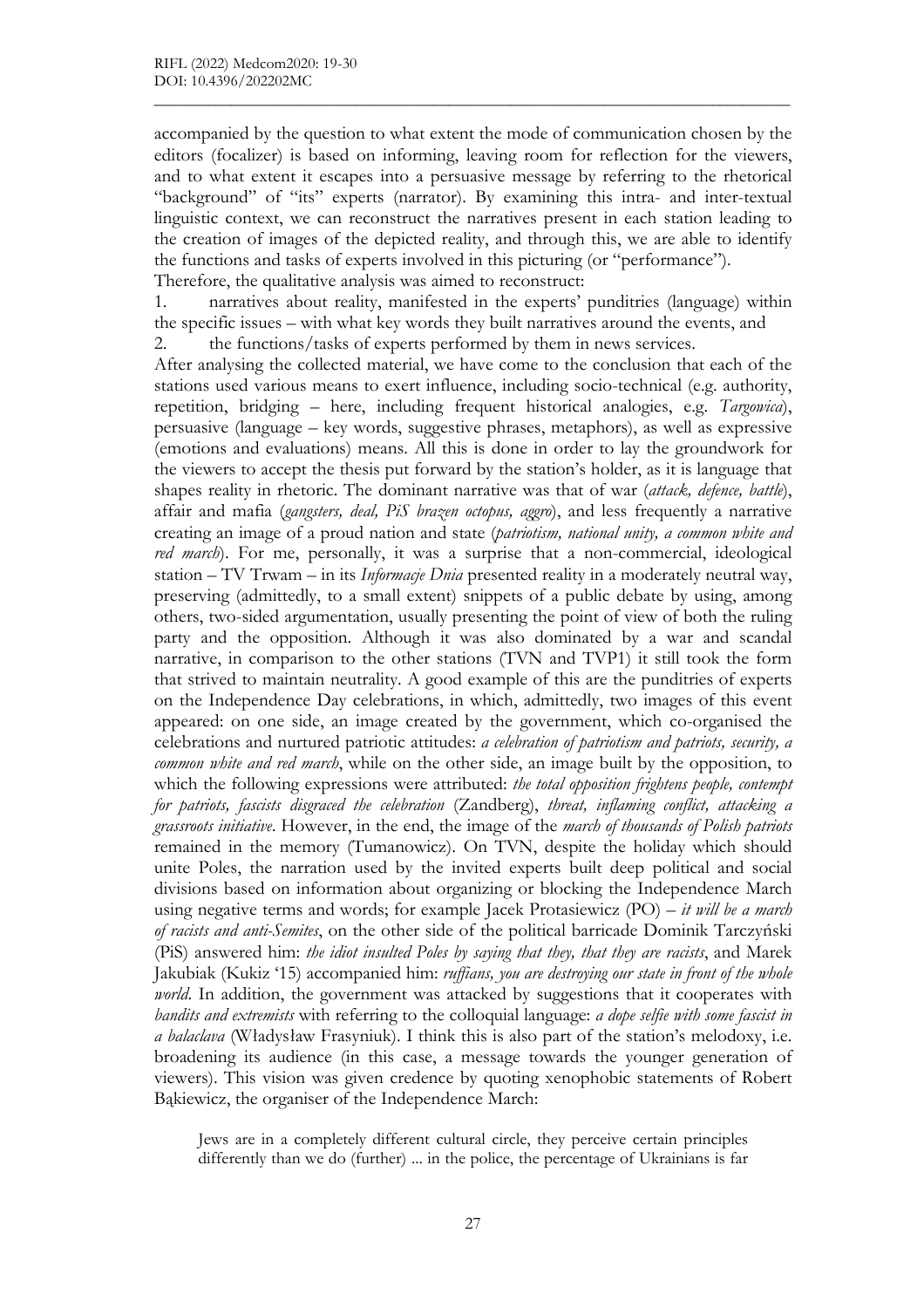accompanied by the question to what extent the mode of communication chosen by the editors (focalizer) is based on informing, leaving room for reflection for the viewers, and to what extent it escapes into a persuasive message by referring to the rhetorical "background" of "its" experts (narrator). By examining this intra- and inter-textual linguistic context, we can reconstruct the narratives present in each station leading to the creation of images of the depicted reality, and through this, we are able to identify the functions and tasks of experts involved in this picturing (or "performance").

Therefore, the qualitative analysis was aimed to reconstruct:

1. narratives about reality, manifested in the experts' punditries (language) within the specific issues – with what key words they built narratives around the events, and
2. the functions/tasks of experts performed by them in news services.

After analysing the collected material, we have come to the conclusion that each of the stations used various means to exert influence, including socio-technical (e.g. authority, repetition, bridging – here, including frequent historical analogies, e.g. *Targowica*), persuasive (language – key words, suggestive phrases, metaphors), as well as expressive (emotions and evaluations) means. All this is done in order to lay the groundwork for the viewers to accept the thesis put forward by the station's holder, as it is language that shapes reality in rhetoric. The dominant narrative was that of war (*attack, defence, battle*), affair and mafia (*gangsters, deal, PiS brazen octopus, aggro*), and less frequently a narrative creating an image of a proud nation and state (*patriotism, national unity, a common white and red march*). For me, personally, it was a surprise that a non-commercial, ideological station – TV Trwam – in its *Informacje Dnia* presented reality in a moderately neutral way, preserving (admittedly, to a small extent) snippets of a public debate by using, among others, two-sided argumentation, usually presenting the point of view of both the ruling party and the opposition. Although it was also dominated by a war and scandal narrative, in comparison to the other stations (TVN and TVP1) it still took the form that strived to maintain neutrality. A good example of this are the punditries of experts on the Independence Day celebrations, in which, admittedly, two images of this event appeared: on one side, an image created by the government, which co-organised the celebrations and nurtured patriotic attitudes: *a celebration of patriotism and patriots, security, a common white and red march*, while on the other side, an image built by the opposition, to which the following expressions were attributed: *the total opposition frightens people, contempt for patriots, fascists disgraced the celebration* (Zandberg), *threat, inflaming conflict, attacking a grassroots initiative*. However, in the end, the image of the *march of thousands of Polish patriots* remained in the memory (Tumanowicz). On TVN, despite the holiday which should unite Poles, the narration used by the invited experts built deep political and social divisions based on information about organizing or blocking the Independence March using negative terms and words; for example Jacek Protasiewicz (PO) – *it will be a march of racists and anti-Semites*, on the other side of the political barricade Dominik Tarczyński (PiS) answered him: *the idiot insulted Poles by saying that they, that they are racists*, and Marek Jakubiak (Kukiz '15) accompanied him: *ruffians, you are destroying our state in front of the whole world*. In addition, the government was attacked by suggestions that it cooperates with *bandits and extremists* with referring to the colloquial language: *a dope selfie with some fascist in a balaclava* (Władysław Frasyniuk). I think this is also part of the station's melodoxy, i.e. broadening its audience (in this case, a message towards the younger generation of viewers). This vision was given credence by quoting xenophobic statements of Robert Bąkiewicz, the organiser of the Independence March:

> Jews are in a completely different cultural circle, they perceive certain principles differently than we do (further) ... in the police, the percentage of Ukrainians is far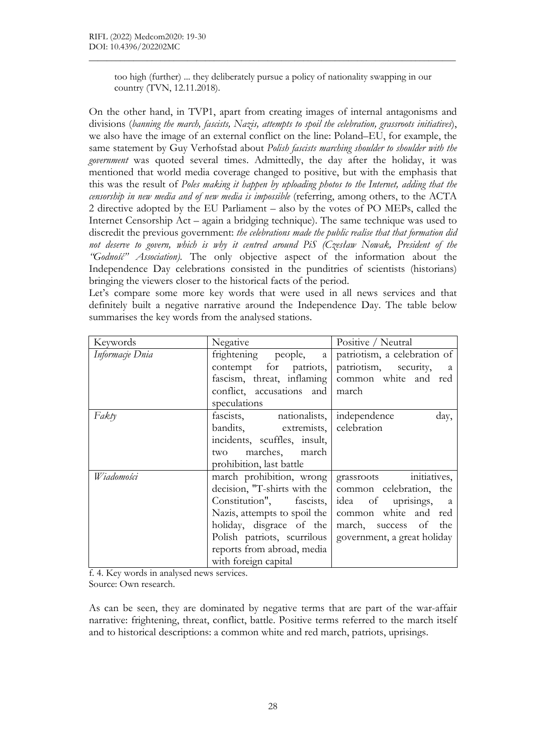> too high (further) ... they deliberately pursue a policy of nationality swapping in our country (TVN, 12.11.2018).

On the other hand, in TVP1, apart from creating images of internal antagonisms and divisions (*banning the march, fascists, Nazis, attempts to spoil the celebration, grassroots initiatives*), we also have the image of an external conflict on the line: Poland–EU, for example, the same statement by Guy Verhofstad about *Polish fascists marching shoulder to shoulder with the government* was quoted several times. Admittedly, the day after the holiday, it was mentioned that world media coverage changed to positive, but with the emphasis that this was the result of *Poles making it happen by uploading photos to the Internet, adding that the censorship in new media and of new media is impossible* (referring, among others, to the ACTA 2 directive adopted by the EU Parliament – also by the votes of PO MEPs, called the Internet Censorship Act – again a bridging technique). The same technique was used to discredit the previous government: *the celebrations made the public realise that that formation did not deserve to govern, which is why it centred around PiS (Czesław Nowak, President of the "Godność" Association).* The only objective aspect of the information about the Independence Day celebrations consisted in the punditries of scientists (historians) bringing the viewers closer to the historical facts of the period.

Let's compare some more key words that were used in all news services and that definitely built a negative narrative around the Independence Day. The table below summarises the key words from the analysed stations.

| Keywords | Negative | Positive / Neutral |
|---|---|---|
| *Informacje Dnia* | frightening people, a contempt for patriots, fascism, threat, inflaming conflict, accusations and speculations | patriotism, a celebration of patriotism, security, a common white and red march |
| *Fakty* | fascists, nationalists, bandits, extremists, incidents, scuffles, insult, two marches, march prohibition, last battle | independence day, celebration |
| *Wiadomości* | march prohibition, wrong decision, "T-shirts with the Constitution", fascists, Nazis, attempts to spoil the holiday, disgrace of the Polish patriots, scurrilous reports from abroad, media with foreign capital | grassroots initiatives, common celebration, the idea of uprisings, a common white and red march, success of the government, a great holiday |

f. 4. Key words in analysed news services.
Source: Own research.

As can be seen, they are dominated by negative terms that are part of the war-affair narrative: frightening, threat, conflict, battle. Positive terms referred to the march itself and to historical descriptions: a common white and red march, patriots, uprisings.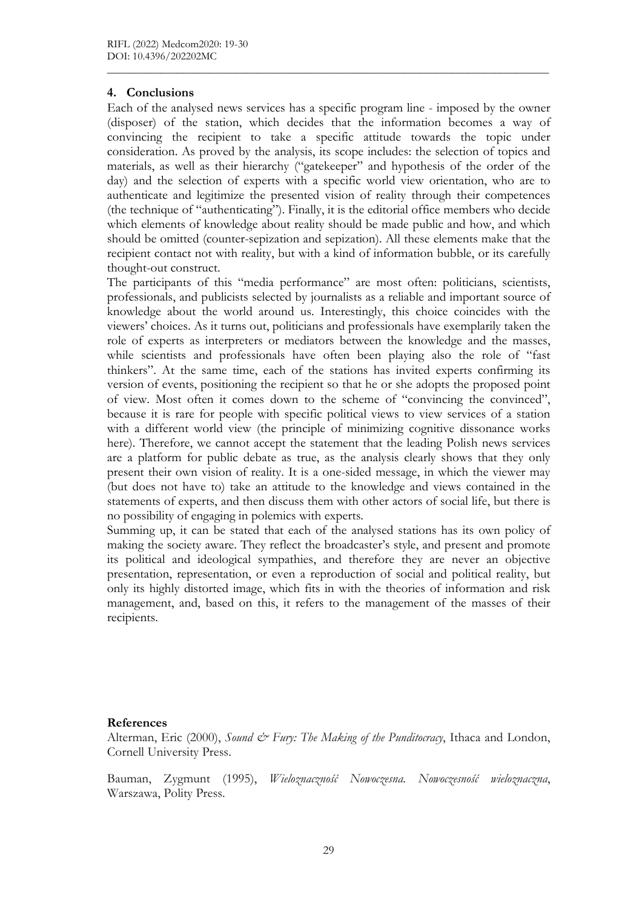## 4. Conclusions

Each of the analysed news services has a specific program line - imposed by the owner (disposer) of the station, which decides that the information becomes a way of convincing the recipient to take a specific attitude towards the topic under consideration. As proved by the analysis, its scope includes: the selection of topics and materials, as well as their hierarchy ("gatekeeper" and hypothesis of the order of the day) and the selection of experts with a specific world view orientation, who are to authenticate and legitimize the presented vision of reality through their competences (the technique of "authenticating"). Finally, it is the editorial office members who decide which elements of knowledge about reality should be made public and how, and which should be omitted (counter-sepization and sepization). All these elements make that the recipient contact not with reality, but with a kind of information bubble, or its carefully thought-out construct.

The participants of this "media performance" are most often: politicians, scientists, professionals, and publicists selected by journalists as a reliable and important source of knowledge about the world around us. Interestingly, this choice coincides with the viewers' choices. As it turns out, politicians and professionals have exemplarily taken the role of experts as interpreters or mediators between the knowledge and the masses, while scientists and professionals have often been playing also the role of "fast thinkers". At the same time, each of the stations has invited experts confirming its version of events, positioning the recipient so that he or she adopts the proposed point of view. Most often it comes down to the scheme of "convincing the convinced", because it is rare for people with specific political views to view services of a station with a different world view (the principle of minimizing cognitive dissonance works here). Therefore, we cannot accept the statement that the leading Polish news services are a platform for public debate as true, as the analysis clearly shows that they only present their own vision of reality. It is a one-sided message, in which the viewer may (but does not have to) take an attitude to the knowledge and views contained in the statements of experts, and then discuss them with other actors of social life, but there is no possibility of engaging in polemics with experts.

Summing up, it can be stated that each of the analysed stations has its own policy of making the society aware. They reflect the broadcaster's style, and present and promote its political and ideological sympathies, and therefore they are never an objective presentation, representation, or even a reproduction of social and political reality, but only its highly distorted image, which fits in with the theories of information and risk management, and, based on this, it refers to the management of the masses of their recipients.

## References

Alterman, Eric (2000), *Sound & Fury: The Making of the Punditocracy*, Ithaca and London, Cornell University Press.

Bauman, Zygmunt (1995), *Wieloznaczność Nowoczesna. Nowoczesność wieloznaczna*, Warszawa, Polity Press.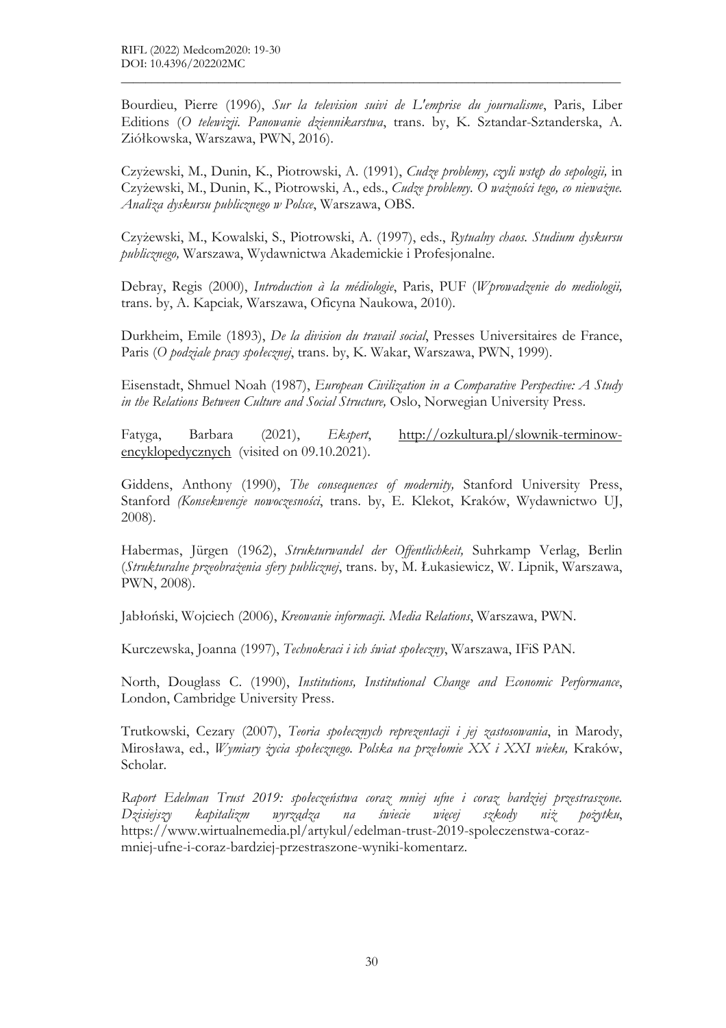Bourdieu, Pierre (1996), *Sur la television suivi de L'emprise du journalisme*, Paris, Liber Editions (*O telewizji. Panowanie dziennikarstwa*, trans. by, K. Sztandar-Sztanderska, A. Ziółkowska, Warszawa, PWN, 2016).

Czyżewski, M., Dunin, K., Piotrowski, A. (1991), *Cudze problemy, czyli wstęp do sepologii,* in Czyżewski, M., Dunin, K., Piotrowski, A., eds., *Cudze problemy. O ważności tego, co nieważne. Analiza dyskursu publicznego w Polsce*, Warszawa, OBS.

Czyżewski, M., Kowalski, S., Piotrowski, A. (1997), eds., *Rytualny chaos. Studium dyskursu publicznego,* Warszawa, Wydawnictwa Akademickie i Profesjonalne.

Debray, Regis (2000), *Introduction à la médiologie*, Paris, PUF (*Wprowadzenie do mediologii,* trans. by, A. Kapciak*,* Warszawa, Oficyna Naukowa, 2010).

Durkheim, Emile (1893), *De la division du travail social*, Presses Universitaires de France, Paris (*O podziale pracy społecznej*, trans. by, K. Wakar, Warszawa, PWN, 1999).

Eisenstadt, Shmuel Noah (1987), *European Civilization in a Comparative Perspective: A Study in the Relations Between Culture and Social Structure,* Oslo, Norwegian University Press.

Fatyga, Barbara (2021), *Ekspert*, http://ozkultura.pl/slownik-terminow-encyklopedycznych (visited on 09.10.2021).

Giddens, Anthony (1990), *The consequences of modernity,* Stanford University Press, Stanford *(Konsekwencje nowoczesności*, trans. by, E. Klekot, Kraków, Wydawnictwo UJ, 2008).

Habermas, Jürgen (1962), *Strukturwandel der Offentlichkeit,* Suhrkamp Verlag, Berlin (*Strukturalne przeobrażenia sfery publicznej*, trans. by, M. Łukasiewicz, W. Lipnik, Warszawa, PWN, 2008).

Jabłoński, Wojciech (2006), *Kreowanie informacji. Media Relations*, Warszawa, PWN.

Kurczewska, Joanna (1997), *Technokraci i ich świat społeczny*, Warszawa, IFiS PAN.

North, Douglass C. (1990), *Institutions, Institutional Change and Economic Performance*, London, Cambridge University Press.

Trutkowski, Cezary (2007), *Teoria społecznych reprezentacji i jej zastosowania*, in Marody, Mirosława, ed., *Wymiary życia społecznego. Polska na przełomie XX i XXI wieku,* Kraków, Scholar.

*Raport Edelman Trust 2019: społeczeństwa coraz mniej ufne i coraz bardziej przestraszone. Dzisiejszy kapitalizm wyrządza na świecie więcej szkody niż pożytku*, https://www.wirtualnemedia.pl/artykul/edelman-trust-2019-spoleczenstwa-coraz-mniej-ufne-i-coraz-bardziej-przestraszone-wyniki-komentarz.